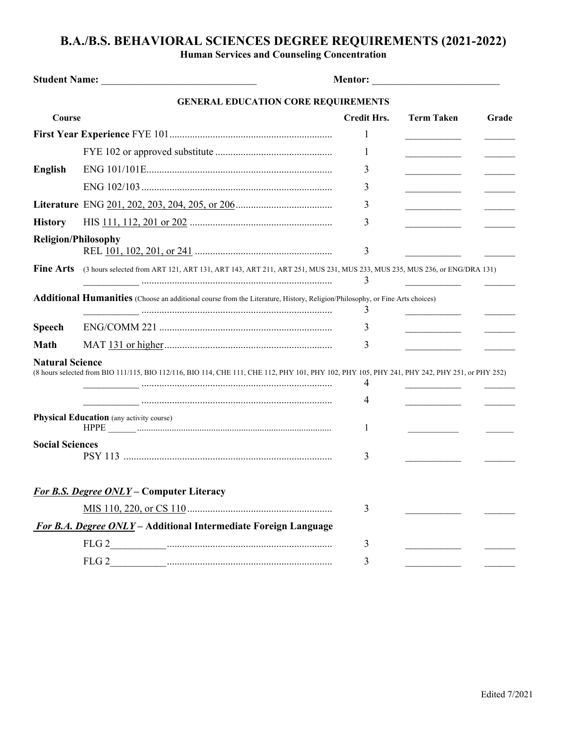# B.A./B.S. BEHAVIORAL SCIENCES DEGREE REQUIREMENTS (2021-2022)

### Human Services and Counseling Concentration

**Student Name:** ______________________________ **Mentor:** _________________________

## GENERAL EDUCATION CORE REQUIREMENTS

| Course | | Credit Hrs. | Term Taken | Grade |
|---|---|---|---|---|
| **First Year Experience** | FYE 101 | 1 | ___________ | ______ |
| | FYE 102 or approved substitute | 1 | ___________ | ______ |
| **English** | ENG 101/101E | 3 | ___________ | ______ |
| | ENG 102/103 | 3 | ___________ | ______ |
| **Literature** | ENG 201, 202, 203, 204, 205, or 206 | 3 | ___________ | ______ |
| **History** | HIS 111, 112, 201 or 202 | 3 | ___________ | ______ |
| **Religion/Philosophy** | REL 101, 102, 201, or 241 | 3 | ___________ | ______ |
| **Fine Arts** (3 hours selected from ART 121, ART 131, ART 143, ART 211, ART 251, MUS 231, MUS 233, MUS 235, MUS 236, or ENG/DRA 131) | ___________ | 3 | ___________ | ______ |
| **Additional Humanities** (Choose an additional course from the Literature, History, Religion/Philosophy, or Fine Arts choices) | ___________ | 3 | ___________ | ______ |
| **Speech** | ENG/COMM 221 | 3 | ___________ | ______ |
| **Math** | MAT 131 or higher | 3 | ___________ | ______ |
| **Natural Science** (8 hours selected from BIO 111/115, BIO 112/116, BIO 114, CHE 111, CHE 112, PHY 101, PHY 102, PHY 105, PHY 241, PHY 242, PHY 251, or PHY 252) | ___________ | 4 | ___________ | ______ |
| | ___________ | 4 | ___________ | ______ |
| **Physical Education** (any activity course) | HPPE ______ | 1 | ___________ | ______ |
| **Social Sciences** | PSY 113 | 3 | ___________ | ______ |
| ***For B.S. Degree ONLY*** **– Computer Literacy** | | | | |
| | MIS 110, 220, or CS 110 | 3 | ___________ | ______ |
| ***For B.A. Degree ONLY*** **– Additional Intermediate Foreign Language** | | | | |
| | FLG 2___________ | 3 | ___________ | ______ |
| | FLG 2___________ | 3 | ___________ | ______ |

Edited 7/2021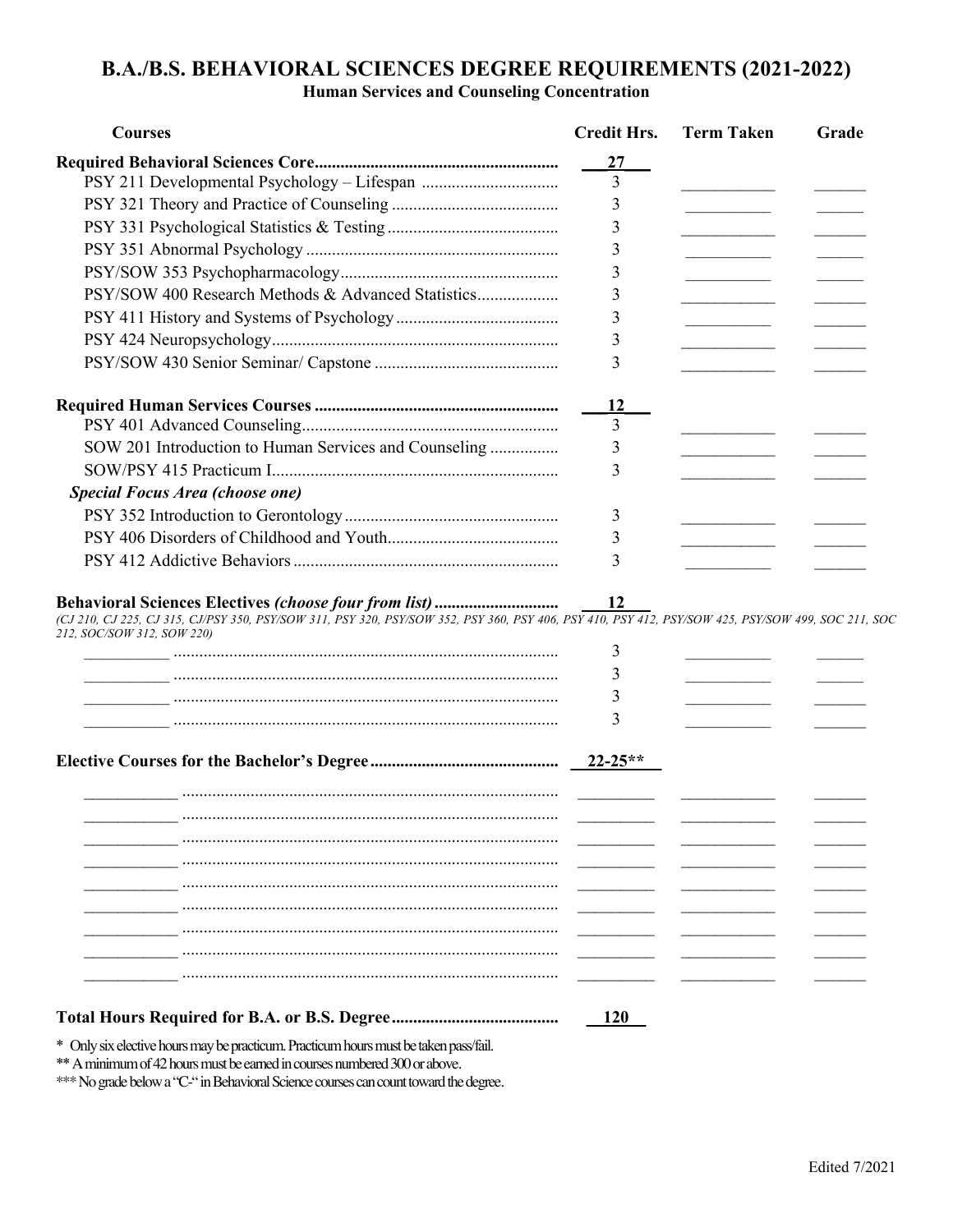# B.A./B.S. BEHAVIORAL SCIENCES DEGREE REQUIREMENTS (2021-2022)

**Human Services and Counseling Concentration**

| Courses | Credit Hrs. | Term Taken | Grade |
|---|---|---|---|
| **Required Behavioral Sciences Core** | **27** | | |
| PSY 211 Developmental Psychology – Lifespan | 3 | | |
| PSY 321 Theory and Practice of Counseling | 3 | | |
| PSY 331 Psychological Statistics & Testing | 3 | | |
| PSY 351 Abnormal Psychology | 3 | | |
| PSY/SOW 353 Psychopharmacology | 3 | | |
| PSY/SOW 400 Research Methods & Advanced Statistics | 3 | | |
| PSY 411 History and Systems of Psychology | 3 | | |
| PSY 424 Neuropsychology | 3 | | |
| PSY/SOW 430 Senior Seminar/ Capstone | 3 | | |
| **Required Human Services Courses** | **12** | | |
| PSY 401 Advanced Counseling | 3 | | |
| SOW 201 Introduction to Human Services and Counseling | 3 | | |
| SOW/PSY 415 Practicum I | 3 | | |
| ***Special Focus Area (choose one)*** | | | |
| PSY 352 Introduction to Gerontology | 3 | | |
| PSY 406 Disorders of Childhood and Youth | 3 | | |
| PSY 412 Addictive Behaviors | 3 | | |
| **Behavioral Sciences Electives *(choose four from list)*** | **12** | | |
| *(CJ 210, CJ 225, CJ 315, CJ/PSY 350, PSY/SOW 311, PSY 320, PSY/SOW 352, PSY 360, PSY 406, PSY 410, PSY 412, PSY/SOW 425, PSY/SOW 499, SOC 211, SOC 212, SOC/SOW 312, SOW 220)* | | | |
| | 3 | | |
| | 3 | | |
| | 3 | | |
| | 3 | | |
| **Elective Courses for the Bachelor's Degree** | **22-25\*\*** | | |
| | | | |
| | | | |
| | | | |
| | | | |
| | | | |
| | | | |
| | | | |
| | | | |
| | | | |
| **Total Hours Required for B.A. or B.S. Degree** | **120** | | |

\* Only six elective hours may be practicum. Practicum hours must be taken pass/fail.

** A minimum of 42 hours must be earned in courses numbered 300 or above.

*** No grade below a "C-" in Behavioral Science courses can count toward the degree.

Edited 7/2021